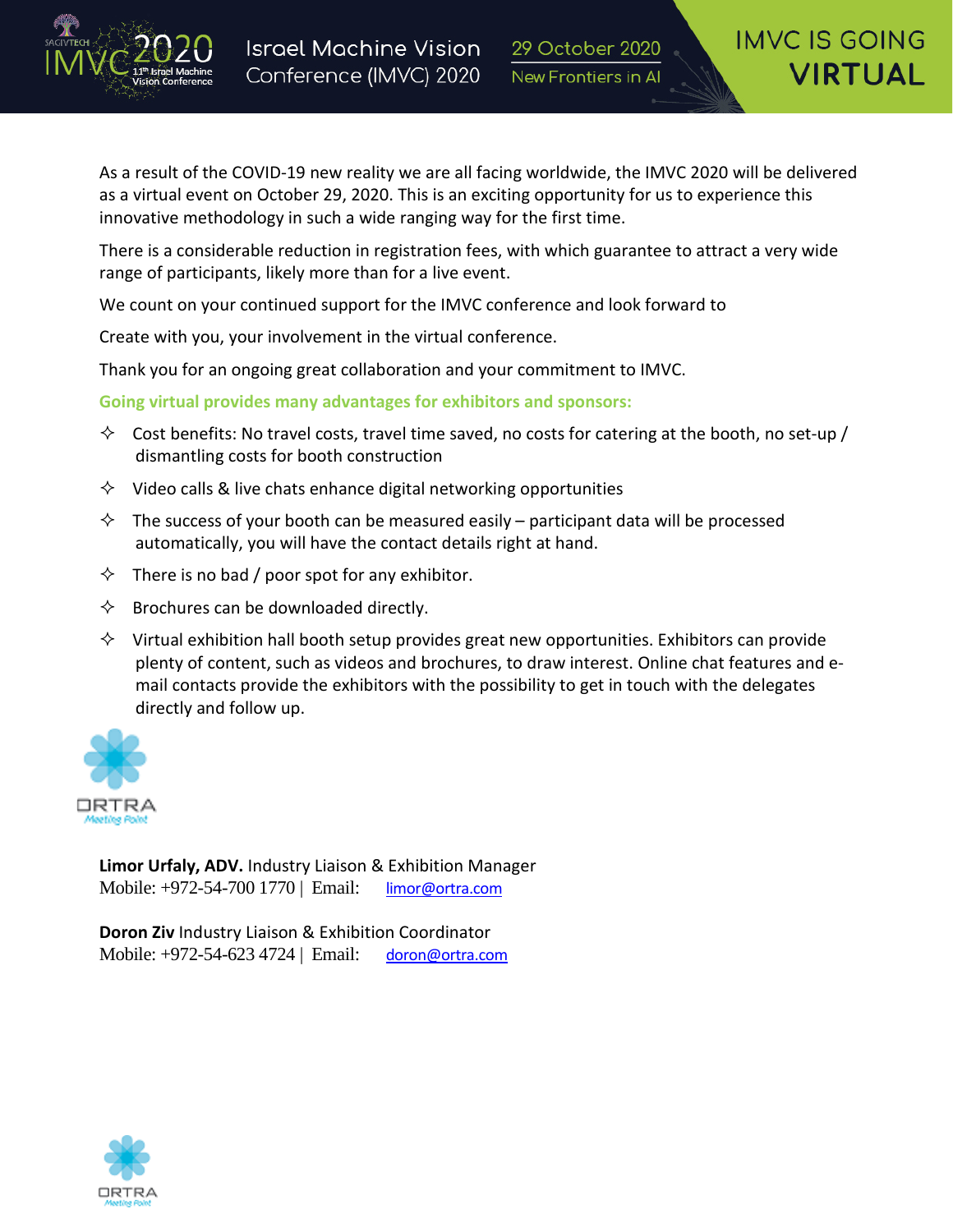# Israel Machine Vision Conference (IMVC) 2020

29 October 2020

New Frontiers in AI

## IMVC IS GOING VIRTUAL

As a result of the COVID-19 new reality we are all facing worldwide, the IMVC 2020 will be delivered as a virtual event on October 29, 2020. This is an exciting opportunity for us to experience this innovative methodology in such a wide ranging way for the first time.

There is a considerable reduction in registration fees, with which guarantee to attract a very wide range of participants, likely more than for a live event.

We count on your continued support for the IMVC conference and look forward to

Create with you, your involvement in the virtual conference.

Thank you for an ongoing great collaboration and your commitment to IMVC.

**Going virtual provides many advantages for exhibitors and sponsors:**

- Cost benefits: No travel costs, travel time saved, no costs for catering at the booth, no set-up / dismantling costs for booth construction
- Video calls & live chats enhance digital networking opportunities
- The success of your booth can be measured easily – participant data will be processed automatically, you will have the contact details right at hand.
- There is no bad / poor spot for any exhibitor.
- Brochures can be downloaded directly.
- Virtual exhibition hall booth setup provides great new opportunities. Exhibitors can provide plenty of content, such as videos and brochures, to draw interest. Online chat features and e-mail contacts provide the exhibitors with the possibility to get in touch with the delegates directly and follow up.

ORTRA Meeting Point

**Limor Urfaly, ADV.** Industry Liaison & Exhibition Manager
Mobile: +972-54-700 1770 | Email: limor@ortra.com

**Doron Ziv** Industry Liaison & Exhibition Coordinator
Mobile: +972-54-623 4724 | Email: doron@ortra.com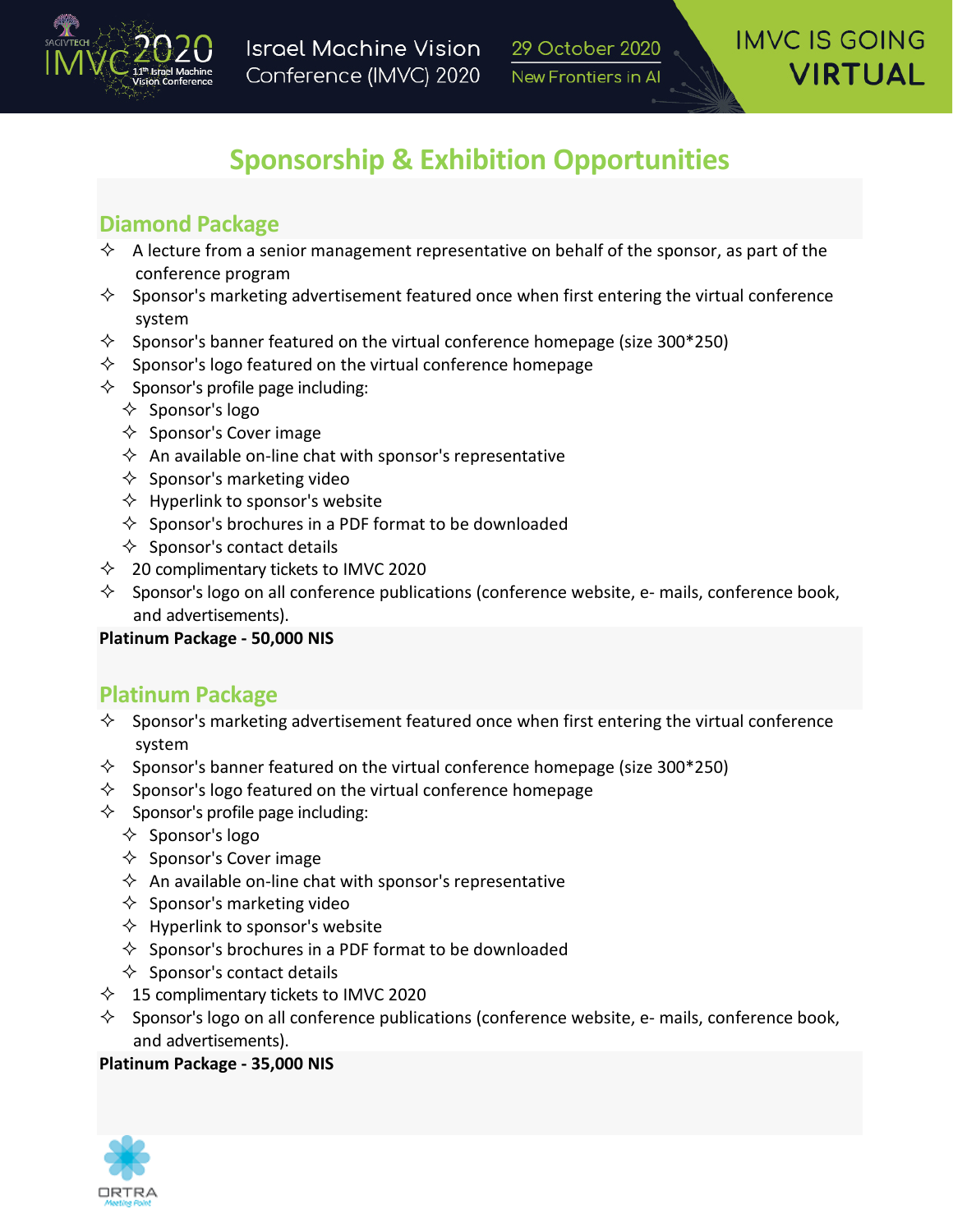# Sponsorship & Exhibition Opportunities

## Diamond Package

- A lecture from a senior management representative on behalf of the sponsor, as part of the conference program
- Sponsor's marketing advertisement featured once when first entering the virtual conference system
- Sponsor's banner featured on the virtual conference homepage (size 300*250)
- Sponsor's logo featured on the virtual conference homepage
- Sponsor's profile page including:
  - Sponsor's logo
  - Sponsor's Cover image
  - An available on-line chat with sponsor's representative
  - Sponsor's marketing video
  - Hyperlink to sponsor's website
  - Sponsor's brochures in a PDF format to be downloaded
  - Sponsor's contact details
- 20 complimentary tickets to IMVC 2020
- Sponsor's logo on all conference publications (conference website, e- mails, conference book, and advertisements).

**Platinum Package - 50,000 NIS**

## Platinum Package

- Sponsor's marketing advertisement featured once when first entering the virtual conference system
- Sponsor's banner featured on the virtual conference homepage (size 300*250)
- Sponsor's logo featured on the virtual conference homepage
- Sponsor's profile page including:
  - Sponsor's logo
  - Sponsor's Cover image
  - An available on-line chat with sponsor's representative
  - Sponsor's marketing video
  - Hyperlink to sponsor's website
  - Sponsor's brochures in a PDF format to be downloaded
  - Sponsor's contact details
- 15 complimentary tickets to IMVC 2020
- Sponsor's logo on all conference publications (conference website, e- mails, conference book, and advertisements).

**Platinum Package - 35,000 NIS**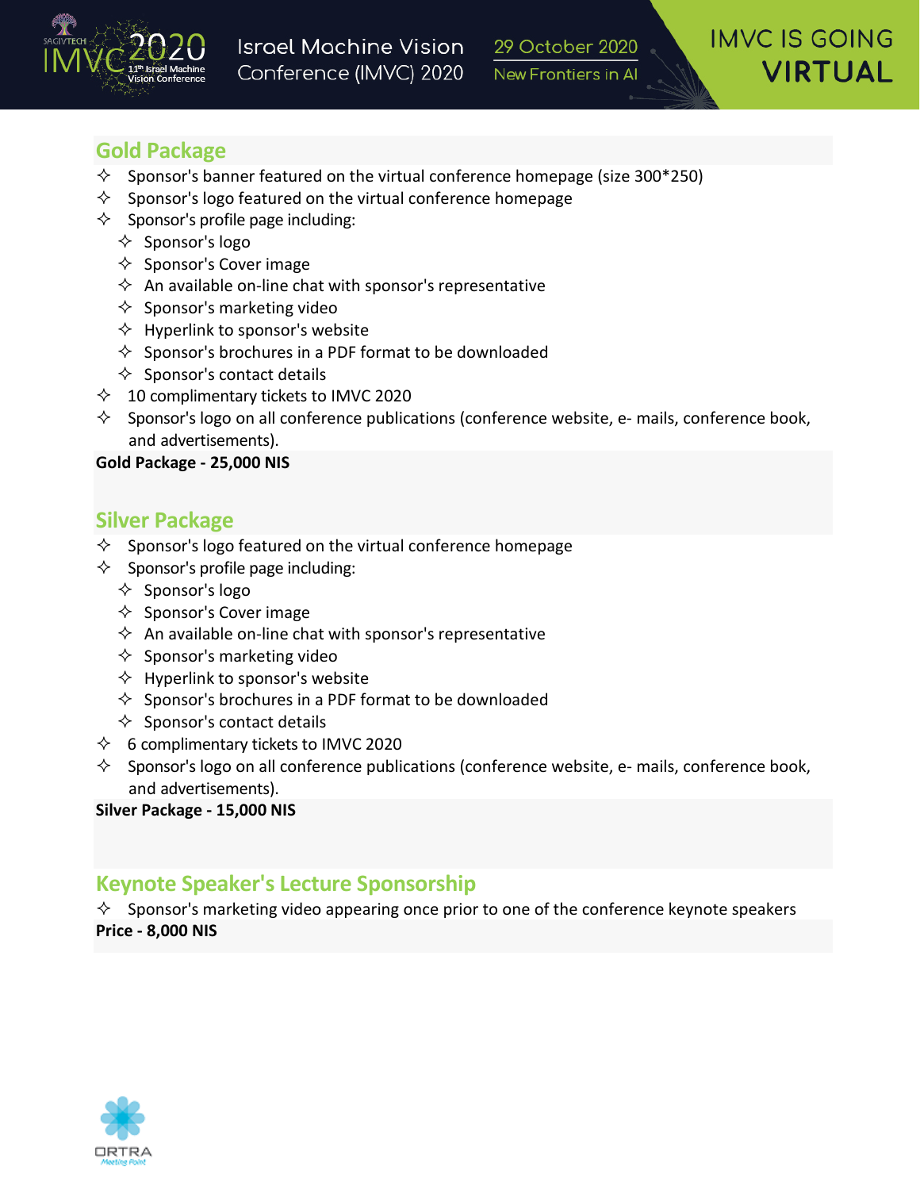## Gold Package

- Sponsor's banner featured on the virtual conference homepage (size 300*250)
- Sponsor's logo featured on the virtual conference homepage
- Sponsor's profile page including:
  - Sponsor's logo
  - Sponsor's Cover image
  - An available on-line chat with sponsor's representative
  - Sponsor's marketing video
  - Hyperlink to sponsor's website
  - Sponsor's brochures in a PDF format to be downloaded
  - Sponsor's contact details
- 10 complimentary tickets to IMVC 2020
- Sponsor's logo on all conference publications (conference website, e- mails, conference book, and advertisements).

**Gold Package - 25,000 NIS**

## Silver Package

- Sponsor's logo featured on the virtual conference homepage
- Sponsor's profile page including:
  - Sponsor's logo
  - Sponsor's Cover image
  - An available on-line chat with sponsor's representative
  - Sponsor's marketing video
  - Hyperlink to sponsor's website
  - Sponsor's brochures in a PDF format to be downloaded
  - Sponsor's contact details
- 6 complimentary tickets to IMVC 2020
- Sponsor's logo on all conference publications (conference website, e- mails, conference book, and advertisements).

**Silver Package - 15,000 NIS**

## Keynote Speaker's Lecture Sponsorship

- Sponsor's marketing video appearing once prior to one of the conference keynote speakers

**Price - 8,000 NIS**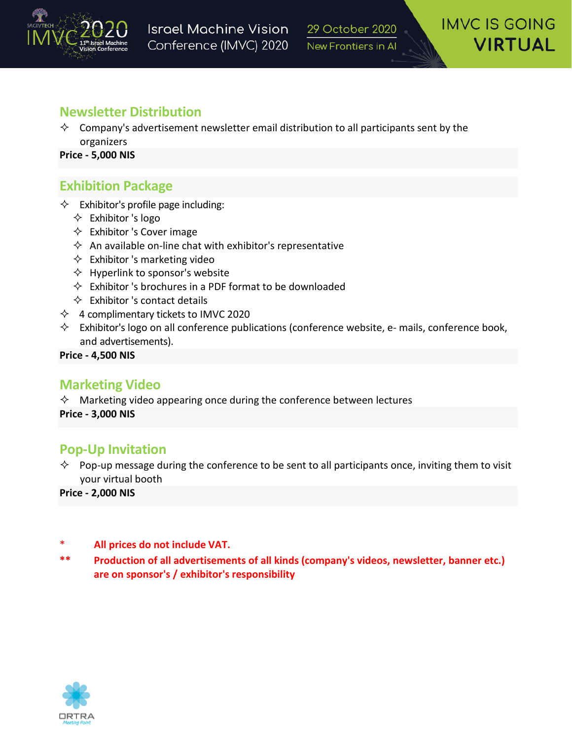## Newsletter Distribution

- Company's advertisement newsletter email distribution to all participants sent by the organizers

**Price - 5,000 NIS**

## Exhibition Package

- Exhibitor's profile page including:
  - Exhibitor 's logo
  - Exhibitor 's Cover image
  - An available on-line chat with exhibitor's representative
  - Exhibitor 's marketing video
  - Hyperlink to sponsor's website
  - Exhibitor 's brochures in a PDF format to be downloaded
  - Exhibitor 's contact details
- 4 complimentary tickets to IMVC 2020
- Exhibitor's logo on all conference publications (conference website, e- mails, conference book, and advertisements).

**Price - 4,500 NIS**

## Marketing Video

- Marketing video appearing once during the conference between lectures

**Price - 3,000 NIS**

## Pop-Up Invitation

- Pop-up message during the conference to be sent to all participants once, inviting them to visit your virtual booth

**Price - 2,000 NIS**

\* **All prices do not include VAT.**

\*\* **Production of all advertisements of all kinds (company's videos, newsletter, banner etc.) are on sponsor's / exhibitor's responsibility**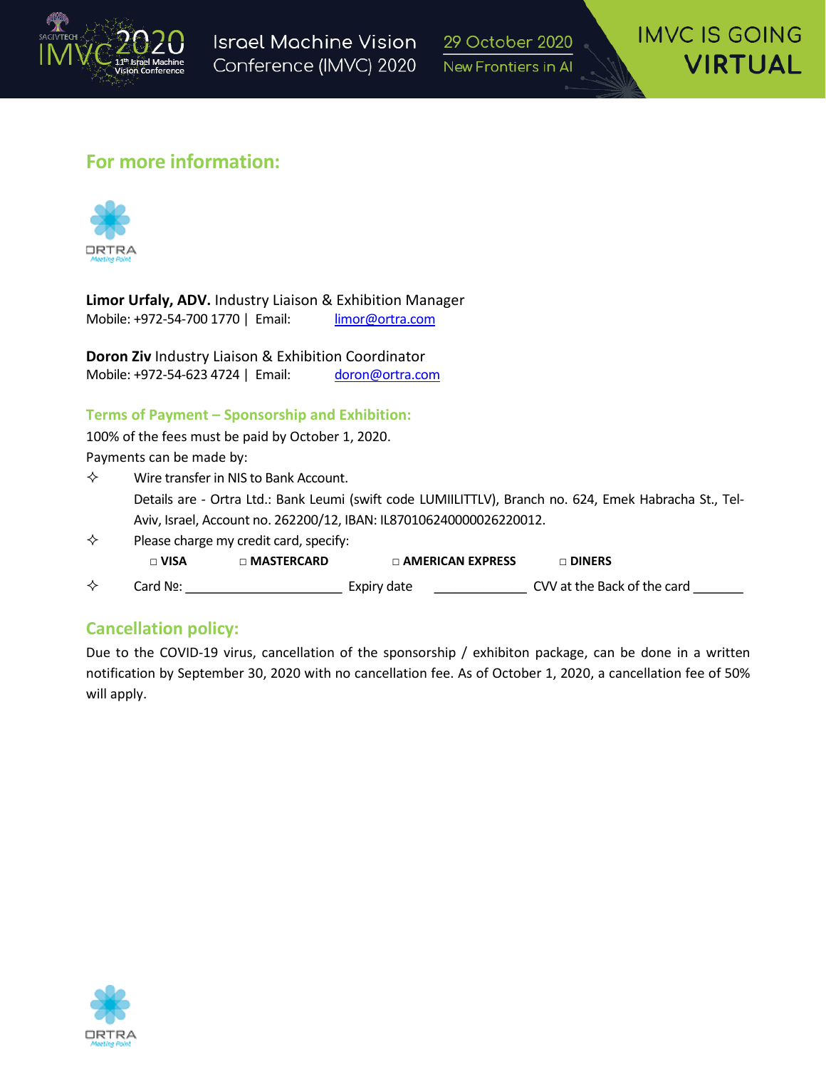## For more information:

**Limor Urfaly, ADV.** Industry Liaison & Exhibition Manager
Mobile: +972-54-700 1770 | Email: limor@ortra.com

**Doron Ziv** Industry Liaison & Exhibition Coordinator
Mobile: +972-54-623 4724 | Email: doron@ortra.com

### Terms of Payment – Sponsorship and Exhibition:

100% of the fees must be paid by October 1, 2020.

Payments can be made by:

- Wire transfer in NIS to Bank Account.
  Details are - Ortra Ltd.: Bank Leumi (swift code LUMIILITTLV), Branch no. 624, Emek Habracha St., Tel-Aviv, Israel, Account no. 262200/12, IBAN: IL870106240000026220012.
- Please charge my credit card, specify:
  □ **VISA** □ **MASTERCARD** □ **AMERICAN EXPRESS** □ **DINERS**
- Card №: ______________________ Expiry date _____________ CVV at the Back of the card _______

## Cancellation policy:

Due to the COVID-19 virus, cancellation of the sponsorship / exhibiton package, can be done in a written notification by September 30, 2020 with no cancellation fee. As of October 1, 2020, a cancellation fee of 50% will apply.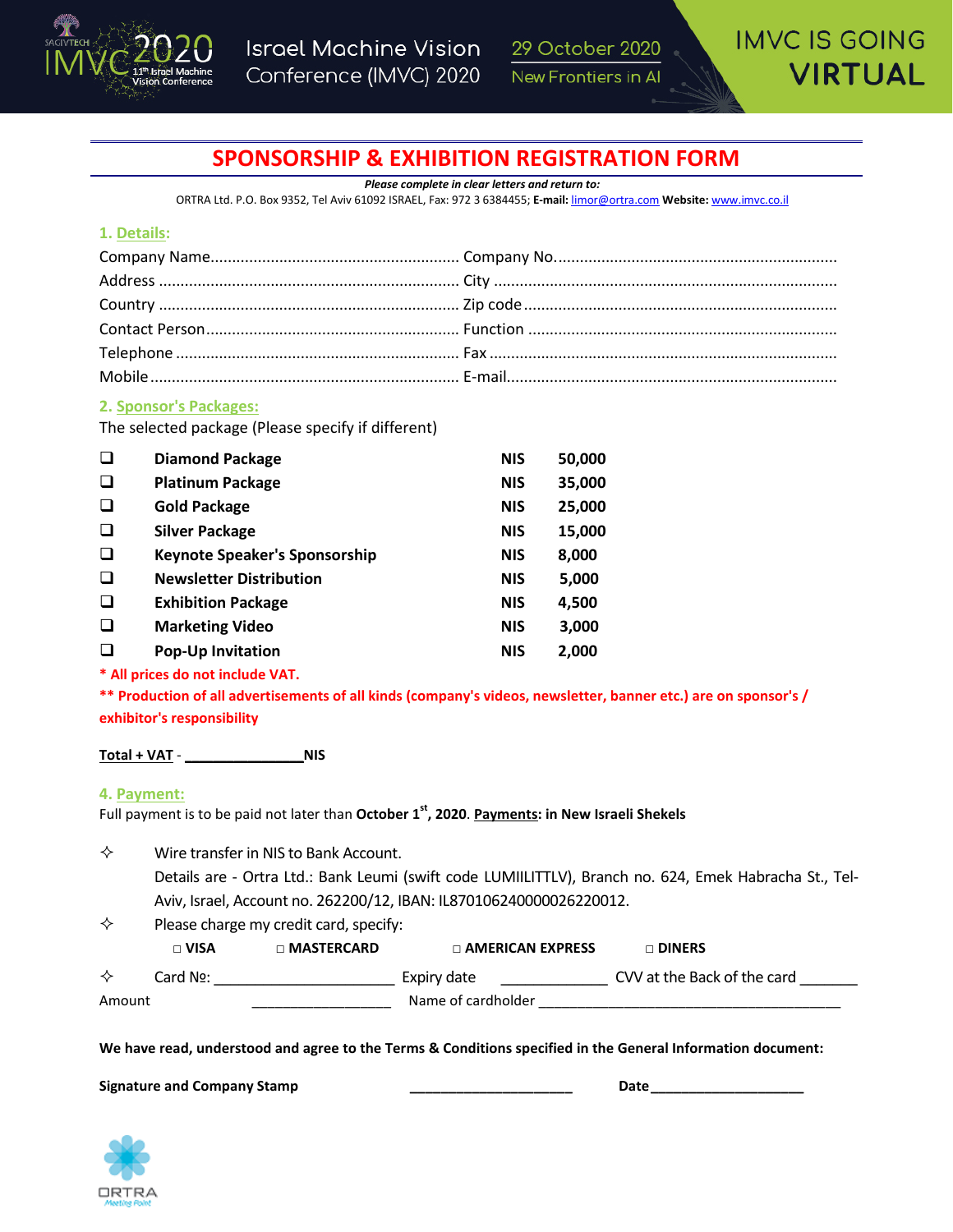Israel Machine Vision Conference (IMVC) 2020

29 October 2020

New Frontiers in AI

IMVC IS GOING VIRTUAL

# SPONSORSHIP & EXHIBITION REGISTRATION FORM

***Please complete in clear letters and return to:***

ORTRA Ltd. P.O. Box 9352, Tel Aviv 61092 ISRAEL, Fax: 972 3 6384455; **E-mail:** limor@ortra.com **Website:** www.imvc.co.il

## 1. Details:

Company Name........................................................ Company No...............................................................

Address .................................................................... City ...........................................................................

Country .................................................................... Zip code ....................................................................

Contact Person.......................................................... Function ....................................................................

Telephone ................................................................ Fax ............................................................................

Mobile ...................................................................... E-mail.........................................................................

## 2. Sponsor's Packages:

The selected package (Please specify if different)

| | | | |
|---|---|---|---|
| ❑ | **Diamond Package** | **NIS** | **50,000** |
| ❑ | **Platinum Package** | **NIS** | **35,000** |
| ❑ | **Gold Package** | **NIS** | **25,000** |
| ❑ | **Silver Package** | **NIS** | **15,000** |
| ❑ | **Keynote Speaker's Sponsorship** | **NIS** | **8,000** |
| ❑ | **Newsletter Distribution** | **NIS** | **5,000** |
| ❑ | **Exhibition Package** | **NIS** | **4,500** |
| ❑ | **Marketing Video** | **NIS** | **3,000** |
| ❑ | **Pop-Up Invitation** | **NIS** | **2,000** |

**\* All prices do not include VAT.**

**\*\* Production of all advertisements of all kinds (company's videos, newsletter, banner etc.) are on sponsor's / exhibitor's responsibility**

**Total + VAT** - _______________**NIS**

## 4. Payment:

Full payment is to be paid not later than **October 1st, 2020**. **Payments: in New Israeli Shekels**

✧ Wire transfer in NIS to Bank Account.
Details are - Ortra Ltd.: Bank Leumi (swift code LUMIILITTLV), Branch no. 624, Emek Habracha St., Tel-Aviv, Israel, Account no. 262200/12, IBAN: IL870106240000026220012.

✧ Please charge my credit card, specify:

□ **VISA** □ **MASTERCARD** □ **AMERICAN EXPRESS** □ **DINERS**

✧ Card №: ______________________ Expiry date _____________ CVV at the Back of the card _______

Amount __________________ Name of cardholder _______________________________________

**We have read, understood and agree to the Terms & Conditions specified in the General Information document:**

**Signature and Company Stamp** _____________________ **Date**___________________

ORTRA Meeting Point